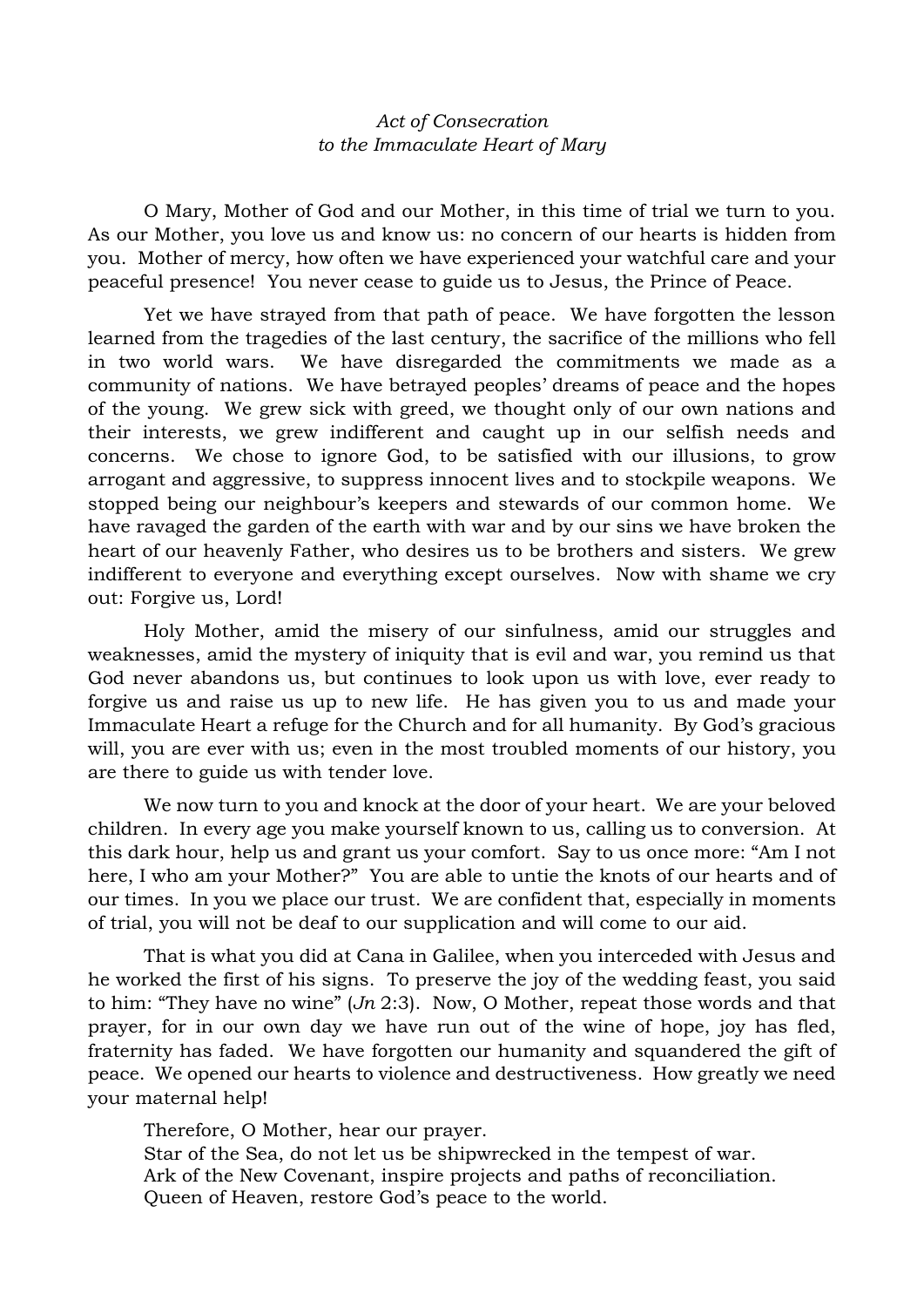*Act of Consecration*
*to the Immaculate Heart of Mary*

O Mary, Mother of God and our Mother, in this time of trial we turn to you. As our Mother, you love us and know us: no concern of our hearts is hidden from you. Mother of mercy, how often we have experienced your watchful care and your peaceful presence! You never cease to guide us to Jesus, the Prince of Peace.

Yet we have strayed from that path of peace. We have forgotten the lesson learned from the tragedies of the last century, the sacrifice of the millions who fell in two world wars. We have disregarded the commitments we made as a community of nations. We have betrayed peoples' dreams of peace and the hopes of the young. We grew sick with greed, we thought only of our own nations and their interests, we grew indifferent and caught up in our selfish needs and concerns. We chose to ignore God, to be satisfied with our illusions, to grow arrogant and aggressive, to suppress innocent lives and to stockpile weapons. We stopped being our neighbour's keepers and stewards of our common home. We have ravaged the garden of the earth with war and by our sins we have broken the heart of our heavenly Father, who desires us to be brothers and sisters. We grew indifferent to everyone and everything except ourselves. Now with shame we cry out: Forgive us, Lord!

Holy Mother, amid the misery of our sinfulness, amid our struggles and weaknesses, amid the mystery of iniquity that is evil and war, you remind us that God never abandons us, but continues to look upon us with love, ever ready to forgive us and raise us up to new life. He has given you to us and made your Immaculate Heart a refuge for the Church and for all humanity. By God's gracious will, you are ever with us; even in the most troubled moments of our history, you are there to guide us with tender love.

We now turn to you and knock at the door of your heart. We are your beloved children. In every age you make yourself known to us, calling us to conversion. At this dark hour, help us and grant us your comfort. Say to us once more: "Am I not here, I who am your Mother?" You are able to untie the knots of our hearts and of our times. In you we place our trust. We are confident that, especially in moments of trial, you will not be deaf to our supplication and will come to our aid.

That is what you did at Cana in Galilee, when you interceded with Jesus and he worked the first of his signs. To preserve the joy of the wedding feast, you said to him: "They have no wine" (*Jn* 2:3). Now, O Mother, repeat those words and that prayer, for in our own day we have run out of the wine of hope, joy has fled, fraternity has faded. We have forgotten our humanity and squandered the gift of peace. We opened our hearts to violence and destructiveness. How greatly we need your maternal help!

Therefore, O Mother, hear our prayer.
Star of the Sea, do not let us be shipwrecked in the tempest of war.
Ark of the New Covenant, inspire projects and paths of reconciliation.
Queen of Heaven, restore God's peace to the world.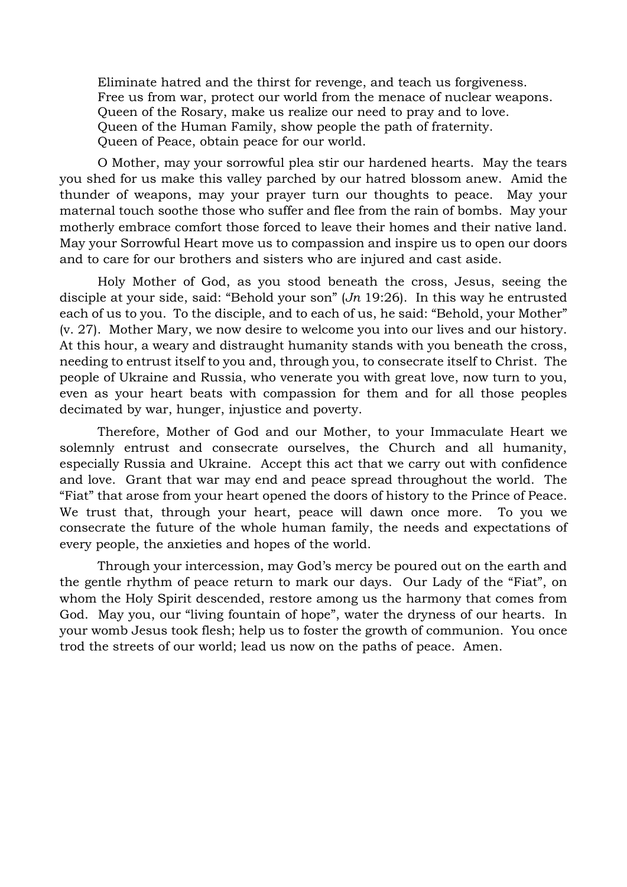Eliminate hatred and the thirst for revenge, and teach us forgiveness.
Free us from war, protect our world from the menace of nuclear weapons.
Queen of the Rosary, make us realize our need to pray and to love.
Queen of the Human Family, show people the path of fraternity.
Queen of Peace, obtain peace for our world.

O Mother, may your sorrowful plea stir our hardened hearts. May the tears you shed for us make this valley parched by our hatred blossom anew. Amid the thunder of weapons, may your prayer turn our thoughts to peace. May your maternal touch soothe those who suffer and flee from the rain of bombs. May your motherly embrace comfort those forced to leave their homes and their native land. May your Sorrowful Heart move us to compassion and inspire us to open our doors and to care for our brothers and sisters who are injured and cast aside.

Holy Mother of God, as you stood beneath the cross, Jesus, seeing the disciple at your side, said: "Behold your son" (*Jn* 19:26). In this way he entrusted each of us to you. To the disciple, and to each of us, he said: "Behold, your Mother" (v. 27). Mother Mary, we now desire to welcome you into our lives and our history. At this hour, a weary and distraught humanity stands with you beneath the cross, needing to entrust itself to you and, through you, to consecrate itself to Christ. The people of Ukraine and Russia, who venerate you with great love, now turn to you, even as your heart beats with compassion for them and for all those peoples decimated by war, hunger, injustice and poverty.

Therefore, Mother of God and our Mother, to your Immaculate Heart we solemnly entrust and consecrate ourselves, the Church and all humanity, especially Russia and Ukraine. Accept this act that we carry out with confidence and love. Grant that war may end and peace spread throughout the world. The "Fiat" that arose from your heart opened the doors of history to the Prince of Peace. We trust that, through your heart, peace will dawn once more. To you we consecrate the future of the whole human family, the needs and expectations of every people, the anxieties and hopes of the world.

Through your intercession, may God's mercy be poured out on the earth and the gentle rhythm of peace return to mark our days. Our Lady of the "Fiat", on whom the Holy Spirit descended, restore among us the harmony that comes from God. May you, our "living fountain of hope", water the dryness of our hearts. In your womb Jesus took flesh; help us to foster the growth of communion. You once trod the streets of our world; lead us now on the paths of peace. Amen.